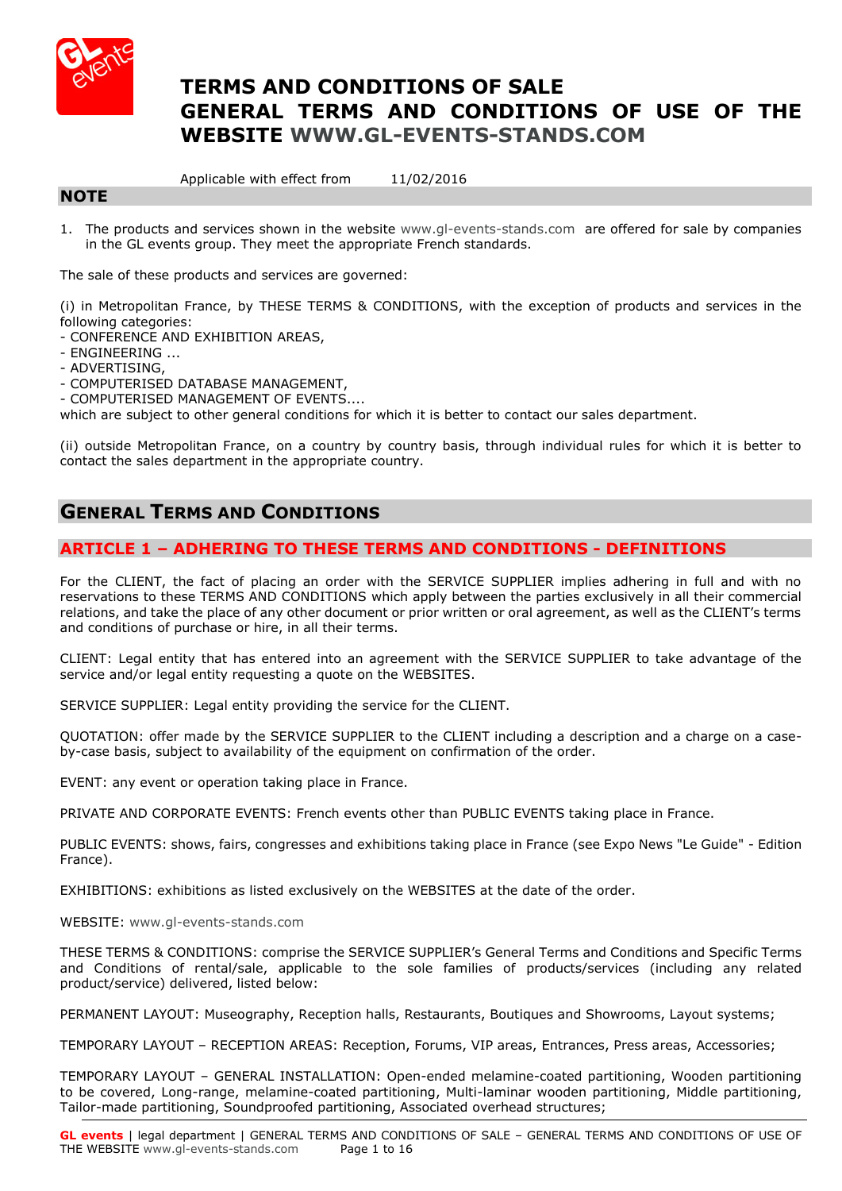# TERMS AND CONDITIONS OF SALE
# GENERAL TERMS AND CONDITIONS OF USE OF THE WEBSITE WWW.GL-EVENTS-STANDS.COM

Applicable with effect from 11/02/2016

## NOTE

1. The products and services shown in the website www.gl-events-stands.com are offered for sale by companies in the GL events group. They meet the appropriate French standards.

The sale of these products and services are governed:

(i) in Metropolitan France, by THESE TERMS & CONDITIONS, with the exception of products and services in the following categories:
- CONFERENCE AND EXHIBITION AREAS,
- ENGINEERING ...
- ADVERTISING,
- COMPUTERISED DATABASE MANAGEMENT,
- COMPUTERISED MANAGEMENT OF EVENTS....

which are subject to other general conditions for which it is better to contact our sales department.

(ii) outside Metropolitan France, on a country by country basis, through individual rules for which it is better to contact the sales department in the appropriate country.

## GENERAL TERMS AND CONDITIONS

### ARTICLE 1 – ADHERING TO THESE TERMS AND CONDITIONS - DEFINITIONS

For the CLIENT, the fact of placing an order with the SERVICE SUPPLIER implies adhering in full and with no reservations to these TERMS AND CONDITIONS which apply between the parties exclusively in all their commercial relations, and take the place of any other document or prior written or oral agreement, as well as the CLIENT's terms and conditions of purchase or hire, in all their terms.

CLIENT: Legal entity that has entered into an agreement with the SERVICE SUPPLIER to take advantage of the service and/or legal entity requesting a quote on the WEBSITES.

SERVICE SUPPLIER: Legal entity providing the service for the CLIENT.

QUOTATION: offer made by the SERVICE SUPPLIER to the CLIENT including a description and a charge on a case-by-case basis, subject to availability of the equipment on confirmation of the order.

EVENT: any event or operation taking place in France.

PRIVATE AND CORPORATE EVENTS: French events other than PUBLIC EVENTS taking place in France.

PUBLIC EVENTS: shows, fairs, congresses and exhibitions taking place in France (see Expo News "Le Guide" - Edition France).

EXHIBITIONS: exhibitions as listed exclusively on the WEBSITES at the date of the order.

WEBSITE: www.gl-events-stands.com

THESE TERMS & CONDITIONS: comprise the SERVICE SUPPLIER's General Terms and Conditions and Specific Terms and Conditions of rental/sale, applicable to the sole families of products/services (including any related product/service) delivered, listed below:

PERMANENT LAYOUT: Museography, Reception halls, Restaurants, Boutiques and Showrooms, Layout systems;

TEMPORARY LAYOUT – RECEPTION AREAS: Reception, Forums, VIP areas, Entrances, Press areas, Accessories;

TEMPORARY LAYOUT – GENERAL INSTALLATION: Open-ended melamine-coated partitioning, Wooden partitioning to be covered, Long-range, melamine-coated partitioning, Multi-laminar wooden partitioning, Middle partitioning, Tailor-made partitioning, Soundproofed partitioning, Associated overhead structures;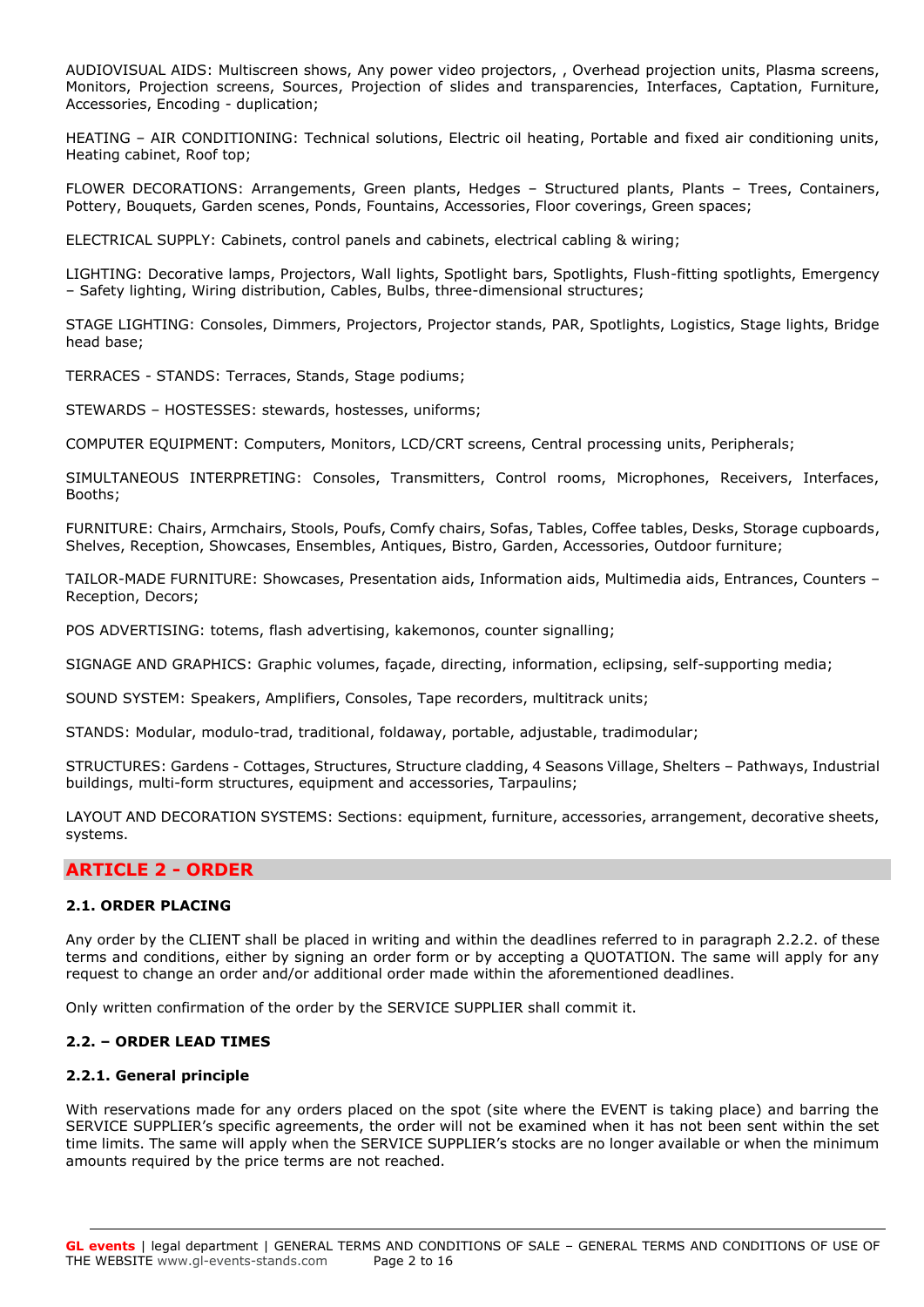AUDIOVISUAL AIDS: Multiscreen shows, Any power video projectors, , Overhead projection units, Plasma screens, Monitors, Projection screens, Sources, Projection of slides and transparencies, Interfaces, Captation, Furniture, Accessories, Encoding - duplication;

HEATING – AIR CONDITIONING: Technical solutions, Electric oil heating, Portable and fixed air conditioning units, Heating cabinet, Roof top;

FLOWER DECORATIONS: Arrangements, Green plants, Hedges – Structured plants, Plants – Trees, Containers, Pottery, Bouquets, Garden scenes, Ponds, Fountains, Accessories, Floor coverings, Green spaces;

ELECTRICAL SUPPLY: Cabinets, control panels and cabinets, electrical cabling & wiring;

LIGHTING: Decorative lamps, Projectors, Wall lights, Spotlight bars, Spotlights, Flush-fitting spotlights, Emergency – Safety lighting, Wiring distribution, Cables, Bulbs, three-dimensional structures;

STAGE LIGHTING: Consoles, Dimmers, Projectors, Projector stands, PAR, Spotlights, Logistics, Stage lights, Bridge head base;

TERRACES - STANDS: Terraces, Stands, Stage podiums;

STEWARDS – HOSTESSES: stewards, hostesses, uniforms;

COMPUTER EQUIPMENT: Computers, Monitors, LCD/CRT screens, Central processing units, Peripherals;

SIMULTANEOUS INTERPRETING: Consoles, Transmitters, Control rooms, Microphones, Receivers, Interfaces, Booths;

FURNITURE: Chairs, Armchairs, Stools, Poufs, Comfy chairs, Sofas, Tables, Coffee tables, Desks, Storage cupboards, Shelves, Reception, Showcases, Ensembles, Antiques, Bistro, Garden, Accessories, Outdoor furniture;

TAILOR-MADE FURNITURE: Showcases, Presentation aids, Information aids, Multimedia aids, Entrances, Counters – Reception, Decors;

POS ADVERTISING: totems, flash advertising, kakemonos, counter signalling;

SIGNAGE AND GRAPHICS: Graphic volumes, façade, directing, information, eclipsing, self-supporting media;

SOUND SYSTEM: Speakers, Amplifiers, Consoles, Tape recorders, multitrack units;

STANDS: Modular, modulo-trad, traditional, foldaway, portable, adjustable, tradimodular;

STRUCTURES: Gardens - Cottages, Structures, Structure cladding, 4 Seasons Village, Shelters – Pathways, Industrial buildings, multi-form structures, equipment and accessories, Tarpaulins;

LAYOUT AND DECORATION SYSTEMS: Sections: equipment, furniture, accessories, arrangement, decorative sheets, systems.

## ARTICLE 2 - ORDER

### 2.1. ORDER PLACING

Any order by the CLIENT shall be placed in writing and within the deadlines referred to in paragraph 2.2.2. of these terms and conditions, either by signing an order form or by accepting a QUOTATION. The same will apply for any request to change an order and/or additional order made within the aforementioned deadlines.

Only written confirmation of the order by the SERVICE SUPPLIER shall commit it.

### 2.2. – ORDER LEAD TIMES

#### 2.2.1. General principle

With reservations made for any orders placed on the spot (site where the EVENT is taking place) and barring the SERVICE SUPPLIER's specific agreements, the order will not be examined when it has not been sent within the set time limits. The same will apply when the SERVICE SUPPLIER's stocks are no longer available or when the minimum amounts required by the price terms are not reached.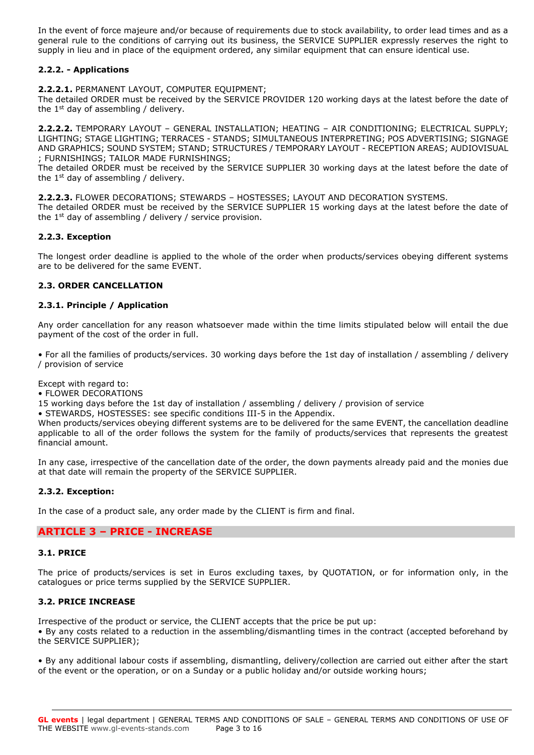In the event of force majeure and/or because of requirements due to stock availability, to order lead times and as a general rule to the conditions of carrying out its business, the SERVICE SUPPLIER expressly reserves the right to supply in lieu and in place of the equipment ordered, any similar equipment that can ensure identical use.

#### 2.2.2. - Applications

**2.2.2.1.** PERMANENT LAYOUT, COMPUTER EQUIPMENT;
The detailed ORDER must be received by the SERVICE PROVIDER 120 working days at the latest before the date of the 1st day of assembling / delivery.

**2.2.2.2.** TEMPORARY LAYOUT – GENERAL INSTALLATION; HEATING – AIR CONDITIONING; ELECTRICAL SUPPLY; LIGHTING; STAGE LIGHTING; TERRACES - STANDS; SIMULTANEOUS INTERPRETING; POS ADVERTISING; SIGNAGE AND GRAPHICS; SOUND SYSTEM; STAND; STRUCTURES / TEMPORARY LAYOUT - RECEPTION AREAS; AUDIOVISUAL ; FURNISHINGS; TAILOR MADE FURNISHINGS;
The detailed ORDER must be received by the SERVICE SUPPLIER 30 working days at the latest before the date of the 1st day of assembling / delivery.

**2.2.2.3.** FLOWER DECORATIONS; STEWARDS – HOSTESSES; LAYOUT AND DECORATION SYSTEMS.
The detailed ORDER must be received by the SERVICE SUPPLIER 15 working days at the latest before the date of the 1st day of assembling / delivery / service provision.

#### 2.2.3. Exception

The longest order deadline is applied to the whole of the order when products/services obeying different systems are to be delivered for the same EVENT.

### 2.3. ORDER CANCELLATION

#### 2.3.1. Principle / Application

Any order cancellation for any reason whatsoever made within the time limits stipulated below will entail the due payment of the cost of the order in full.

• For all the families of products/services. 30 working days before the 1st day of installation / assembling / delivery / provision of service

Except with regard to:
• FLOWER DECORATIONS
15 working days before the 1st day of installation / assembling / delivery / provision of service
• STEWARDS, HOSTESSES: see specific conditions III-5 in the Appendix.
When products/services obeying different systems are to be delivered for the same EVENT, the cancellation deadline applicable to all of the order follows the system for the family of products/services that represents the greatest financial amount.

In any case, irrespective of the cancellation date of the order, the down payments already paid and the monies due at that date will remain the property of the SERVICE SUPPLIER.

#### 2.3.2. Exception:

In the case of a product sale, any order made by the CLIENT is firm and final.

## ARTICLE 3 – PRICE - INCREASE

### 3.1. PRICE

The price of products/services is set in Euros excluding taxes, by QUOTATION, or for information only, in the catalogues or price terms supplied by the SERVICE SUPPLIER.

### 3.2. PRICE INCREASE

Irrespective of the product or service, the CLIENT accepts that the price be put up:
• By any costs related to a reduction in the assembling/dismantling times in the contract (accepted beforehand by the SERVICE SUPPLIER);

• By any additional labour costs if assembling, dismantling, delivery/collection are carried out either after the start of the event or the operation, or on a Sunday or a public holiday and/or outside working hours;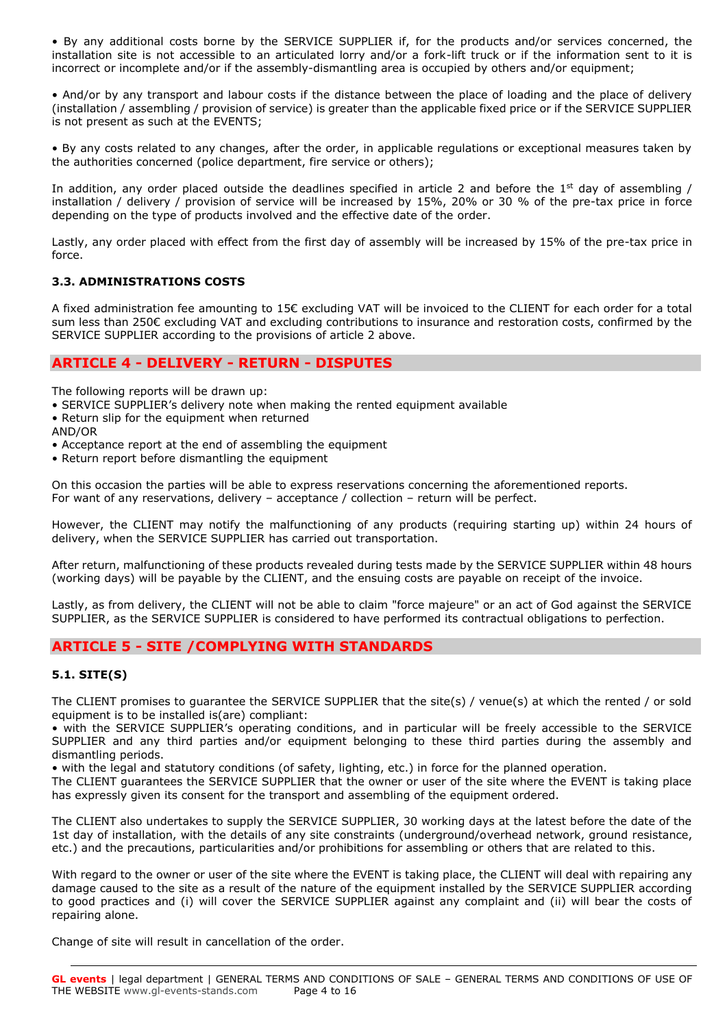• By any additional costs borne by the SERVICE SUPPLIER if, for the products and/or services concerned, the installation site is not accessible to an articulated lorry and/or a fork-lift truck or if the information sent to it is incorrect or incomplete and/or if the assembly-dismantling area is occupied by others and/or equipment;

• And/or by any transport and labour costs if the distance between the place of loading and the place of delivery (installation / assembling / provision of service) is greater than the applicable fixed price or if the SERVICE SUPPLIER is not present as such at the EVENTS;

• By any costs related to any changes, after the order, in applicable regulations or exceptional measures taken by the authorities concerned (police department, fire service or others);

In addition, any order placed outside the deadlines specified in article 2 and before the 1st day of assembling / installation / delivery / provision of service will be increased by 15%, 20% or 30 % of the pre-tax price in force depending on the type of products involved and the effective date of the order.

Lastly, any order placed with effect from the first day of assembly will be increased by 15% of the pre-tax price in force.

### 3.3. ADMINISTRATIONS COSTS

A fixed administration fee amounting to 15€ excluding VAT will be invoiced to the CLIENT for each order for a total sum less than 250€ excluding VAT and excluding contributions to insurance and restoration costs, confirmed by the SERVICE SUPPLIER according to the provisions of article 2 above.

## ARTICLE 4 - DELIVERY - RETURN - DISPUTES

The following reports will be drawn up:
- SERVICE SUPPLIER's delivery note when making the rented equipment available
- Return slip for the equipment when returned

AND/OR
- Acceptance report at the end of assembling the equipment
- Return report before dismantling the equipment

On this occasion the parties will be able to express reservations concerning the aforementioned reports.
For want of any reservations, delivery – acceptance / collection – return will be perfect.

However, the CLIENT may notify the malfunctioning of any products (requiring starting up) within 24 hours of delivery, when the SERVICE SUPPLIER has carried out transportation.

After return, malfunctioning of these products revealed during tests made by the SERVICE SUPPLIER within 48 hours (working days) will be payable by the CLIENT, and the ensuing costs are payable on receipt of the invoice.

Lastly, as from delivery, the CLIENT will not be able to claim "force majeure" or an act of God against the SERVICE SUPPLIER, as the SERVICE SUPPLIER is considered to have performed its contractual obligations to perfection.

## ARTICLE 5 - SITE /COMPLYING WITH STANDARDS

### 5.1. SITE(S)

The CLIENT promises to guarantee the SERVICE SUPPLIER that the site(s) / venue(s) at which the rented / or sold equipment is to be installed is(are) compliant:
- with the SERVICE SUPPLIER's operating conditions, and in particular will be freely accessible to the SERVICE SUPPLIER and any third parties and/or equipment belonging to these third parties during the assembly and dismantling periods.
- with the legal and statutory conditions (of safety, lighting, etc.) in force for the planned operation.

The CLIENT guarantees the SERVICE SUPPLIER that the owner or user of the site where the EVENT is taking place has expressly given its consent for the transport and assembling of the equipment ordered.

The CLIENT also undertakes to supply the SERVICE SUPPLIER, 30 working days at the latest before the date of the 1st day of installation, with the details of any site constraints (underground/overhead network, ground resistance, etc.) and the precautions, particularities and/or prohibitions for assembling or others that are related to this.

With regard to the owner or user of the site where the EVENT is taking place, the CLIENT will deal with repairing any damage caused to the site as a result of the nature of the equipment installed by the SERVICE SUPPLIER according to good practices and (i) will cover the SERVICE SUPPLIER against any complaint and (ii) will bear the costs of repairing alone.

Change of site will result in cancellation of the order.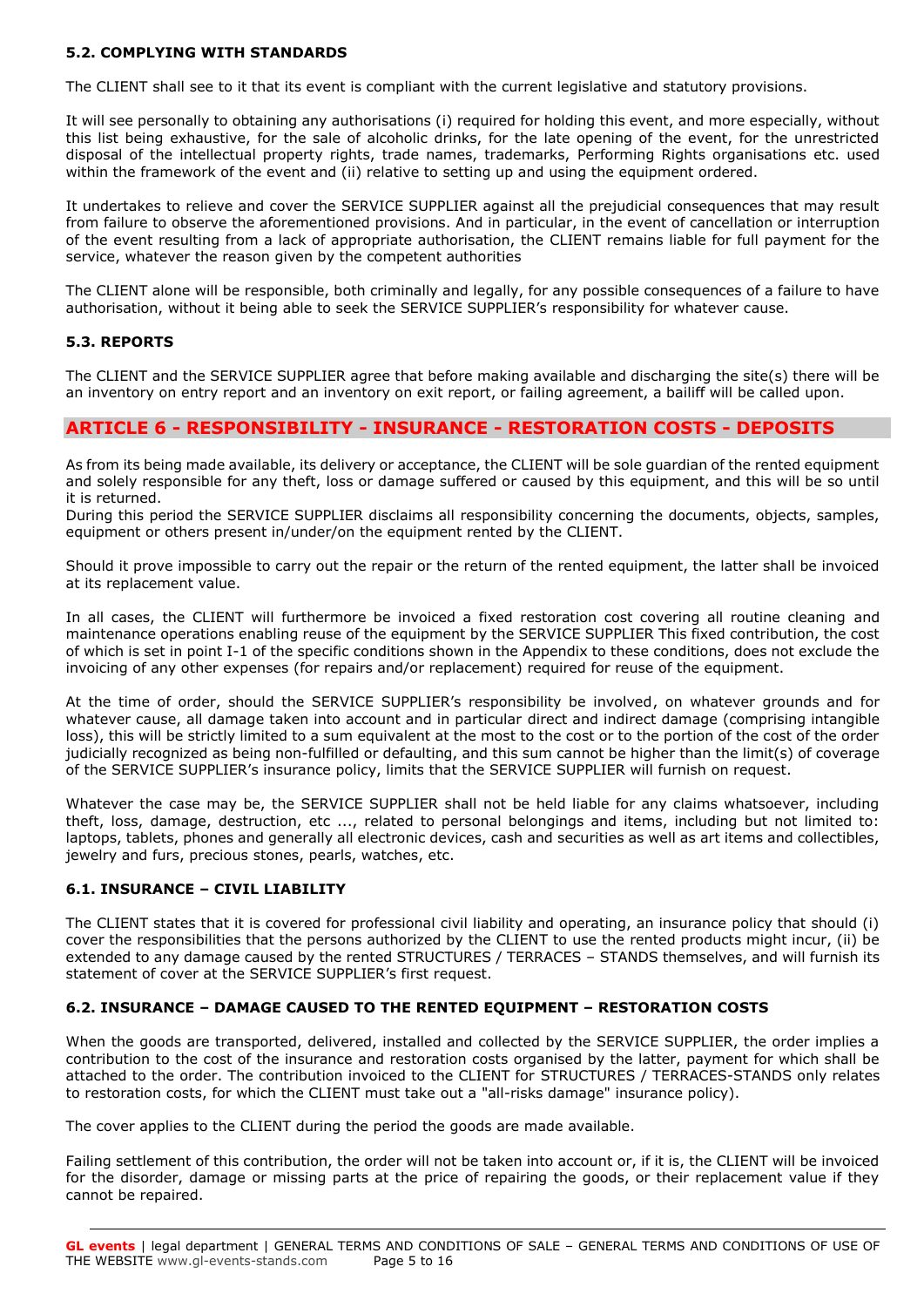### 5.2. COMPLYING WITH STANDARDS

The CLIENT shall see to it that its event is compliant with the current legislative and statutory provisions.

It will see personally to obtaining any authorisations (i) required for holding this event, and more especially, without this list being exhaustive, for the sale of alcoholic drinks, for the late opening of the event, for the unrestricted disposal of the intellectual property rights, trade names, trademarks, Performing Rights organisations etc. used within the framework of the event and (ii) relative to setting up and using the equipment ordered.

It undertakes to relieve and cover the SERVICE SUPPLIER against all the prejudicial consequences that may result from failure to observe the aforementioned provisions. And in particular, in the event of cancellation or interruption of the event resulting from a lack of appropriate authorisation, the CLIENT remains liable for full payment for the service, whatever the reason given by the competent authorities

The CLIENT alone will be responsible, both criminally and legally, for any possible consequences of a failure to have authorisation, without it being able to seek the SERVICE SUPPLIER's responsibility for whatever cause.

### 5.3. REPORTS

The CLIENT and the SERVICE SUPPLIER agree that before making available and discharging the site(s) there will be an inventory on entry report and an inventory on exit report, or failing agreement, a bailiff will be called upon.

## ARTICLE 6 - RESPONSIBILITY - INSURANCE - RESTORATION COSTS - DEPOSITS

As from its being made available, its delivery or acceptance, the CLIENT will be sole guardian of the rented equipment and solely responsible for any theft, loss or damage suffered or caused by this equipment, and this will be so until it is returned.
During this period the SERVICE SUPPLIER disclaims all responsibility concerning the documents, objects, samples, equipment or others present in/under/on the equipment rented by the CLIENT.

Should it prove impossible to carry out the repair or the return of the rented equipment, the latter shall be invoiced at its replacement value.

In all cases, the CLIENT will furthermore be invoiced a fixed restoration cost covering all routine cleaning and maintenance operations enabling reuse of the equipment by the SERVICE SUPPLIER This fixed contribution, the cost of which is set in point I-1 of the specific conditions shown in the Appendix to these conditions, does not exclude the invoicing of any other expenses (for repairs and/or replacement) required for reuse of the equipment.

At the time of order, should the SERVICE SUPPLIER's responsibility be involved, on whatever grounds and for whatever cause, all damage taken into account and in particular direct and indirect damage (comprising intangible loss), this will be strictly limited to a sum equivalent at the most to the cost or to the portion of the cost of the order judicially recognized as being non-fulfilled or defaulting, and this sum cannot be higher than the limit(s) of coverage of the SERVICE SUPPLIER's insurance policy, limits that the SERVICE SUPPLIER will furnish on request.

Whatever the case may be, the SERVICE SUPPLIER shall not be held liable for any claims whatsoever, including theft, loss, damage, destruction, etc ..., related to personal belongings and items, including but not limited to: laptops, tablets, phones and generally all electronic devices, cash and securities as well as art items and collectibles, jewelry and furs, precious stones, pearls, watches, etc.

### 6.1. INSURANCE – CIVIL LIABILITY

The CLIENT states that it is covered for professional civil liability and operating, an insurance policy that should (i) cover the responsibilities that the persons authorized by the CLIENT to use the rented products might incur, (ii) be extended to any damage caused by the rented STRUCTURES / TERRACES – STANDS themselves, and will furnish its statement of cover at the SERVICE SUPPLIER's first request.

### 6.2. INSURANCE – DAMAGE CAUSED TO THE RENTED EQUIPMENT – RESTORATION COSTS

When the goods are transported, delivered, installed and collected by the SERVICE SUPPLIER, the order implies a contribution to the cost of the insurance and restoration costs organised by the latter, payment for which shall be attached to the order. The contribution invoiced to the CLIENT for STRUCTURES / TERRACES-STANDS only relates to restoration costs, for which the CLIENT must take out a "all-risks damage" insurance policy).

The cover applies to the CLIENT during the period the goods are made available.

Failing settlement of this contribution, the order will not be taken into account or, if it is, the CLIENT will be invoiced for the disorder, damage or missing parts at the price of repairing the goods, or their replacement value if they cannot be repaired.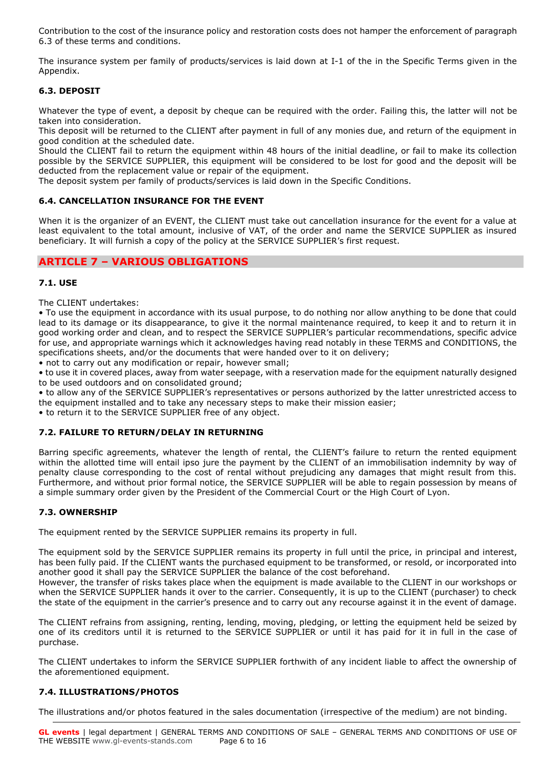Contribution to the cost of the insurance policy and restoration costs does not hamper the enforcement of paragraph 6.3 of these terms and conditions.

The insurance system per family of products/services is laid down at I-1 of the in the Specific Terms given in the Appendix.

### 6.3. DEPOSIT

Whatever the type of event, a deposit by cheque can be required with the order. Failing this, the latter will not be taken into consideration.
This deposit will be returned to the CLIENT after payment in full of any monies due, and return of the equipment in good condition at the scheduled date.
Should the CLIENT fail to return the equipment within 48 hours of the initial deadline, or fail to make its collection possible by the SERVICE SUPPLIER, this equipment will be considered to be lost for good and the deposit will be deducted from the replacement value or repair of the equipment.
The deposit system per family of products/services is laid down in the Specific Conditions.

### 6.4. CANCELLATION INSURANCE FOR THE EVENT

When it is the organizer of an EVENT, the CLIENT must take out cancellation insurance for the event for a value at least equivalent to the total amount, inclusive of VAT, of the order and name the SERVICE SUPPLIER as insured beneficiary. It will furnish a copy of the policy at the SERVICE SUPPLIER's first request.

## ARTICLE 7 – VARIOUS OBLIGATIONS

### 7.1. USE

The CLIENT undertakes:

- To use the equipment in accordance with its usual purpose, to do nothing nor allow anything to be done that could lead to its damage or its disappearance, to give it the normal maintenance required, to keep it and to return it in good working order and clean, and to respect the SERVICE SUPPLIER's particular recommendations, specific advice for use, and appropriate warnings which it acknowledges having read notably in these TERMS and CONDITIONS, the specifications sheets, and/or the documents that were handed over to it on delivery;
- not to carry out any modification or repair, however small;
- to use it in covered places, away from water seepage, with a reservation made for the equipment naturally designed to be used outdoors and on consolidated ground;
- to allow any of the SERVICE SUPPLIER's representatives or persons authorized by the latter unrestricted access to the equipment installed and to take any necessary steps to make their mission easier;
- to return it to the SERVICE SUPPLIER free of any object.

### 7.2. FAILURE TO RETURN/DELAY IN RETURNING

Barring specific agreements, whatever the length of rental, the CLIENT's failure to return the rented equipment within the allotted time will entail ipso jure the payment by the CLIENT of an immobilisation indemnity by way of penalty clause corresponding to the cost of rental without prejudicing any damages that might result from this. Furthermore, and without prior formal notice, the SERVICE SUPPLIER will be able to regain possession by means of a simple summary order given by the President of the Commercial Court or the High Court of Lyon.

### 7.3. OWNERSHIP

The equipment rented by the SERVICE SUPPLIER remains its property in full.

The equipment sold by the SERVICE SUPPLIER remains its property in full until the price, in principal and interest, has been fully paid. If the CLIENT wants the purchased equipment to be transformed, or resold, or incorporated into another good it shall pay the SERVICE SUPPLIER the balance of the cost beforehand.
However, the transfer of risks takes place when the equipment is made available to the CLIENT in our workshops or when the SERVICE SUPPLIER hands it over to the carrier. Consequently, it is up to the CLIENT (purchaser) to check the state of the equipment in the carrier's presence and to carry out any recourse against it in the event of damage.

The CLIENT refrains from assigning, renting, lending, moving, pledging, or letting the equipment held be seized by one of its creditors until it is returned to the SERVICE SUPPLIER or until it has paid for it in full in the case of purchase.

The CLIENT undertakes to inform the SERVICE SUPPLIER forthwith of any incident liable to affect the ownership of the aforementioned equipment.

### 7.4. ILLUSTRATIONS/PHOTOS

The illustrations and/or photos featured in the sales documentation (irrespective of the medium) are not binding.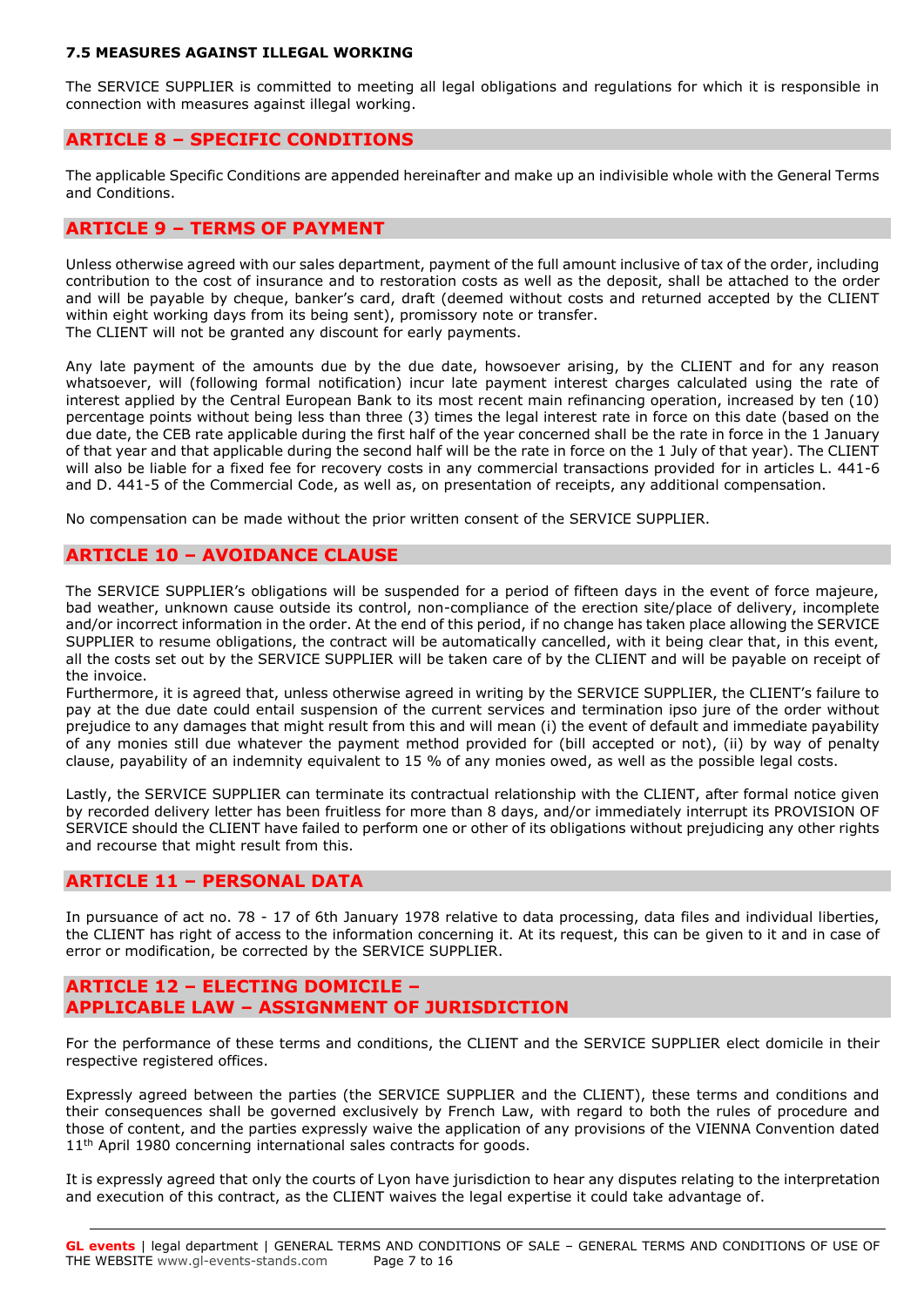### 7.5 MEASURES AGAINST ILLEGAL WORKING

The SERVICE SUPPLIER is committed to meeting all legal obligations and regulations for which it is responsible in connection with measures against illegal working.

## ARTICLE 8 – SPECIFIC CONDITIONS

The applicable Specific Conditions are appended hereinafter and make up an indivisible whole with the General Terms and Conditions.

## ARTICLE 9 – TERMS OF PAYMENT

Unless otherwise agreed with our sales department, payment of the full amount inclusive of tax of the order, including contribution to the cost of insurance and to restoration costs as well as the deposit, shall be attached to the order and will be payable by cheque, banker's card, draft (deemed without costs and returned accepted by the CLIENT within eight working days from its being sent), promissory note or transfer.
The CLIENT will not be granted any discount for early payments.

Any late payment of the amounts due by the due date, howsoever arising, by the CLIENT and for any reason whatsoever, will (following formal notification) incur late payment interest charges calculated using the rate of interest applied by the Central European Bank to its most recent main refinancing operation, increased by ten (10) percentage points without being less than three (3) times the legal interest rate in force on this date (based on the due date, the CEB rate applicable during the first half of the year concerned shall be the rate in force in the 1 January of that year and that applicable during the second half will be the rate in force on the 1 July of that year). The CLIENT will also be liable for a fixed fee for recovery costs in any commercial transactions provided for in articles L. 441-6 and D. 441-5 of the Commercial Code, as well as, on presentation of receipts, any additional compensation.

No compensation can be made without the prior written consent of the SERVICE SUPPLIER.

## ARTICLE 10 – AVOIDANCE CLAUSE

The SERVICE SUPPLIER's obligations will be suspended for a period of fifteen days in the event of force majeure, bad weather, unknown cause outside its control, non-compliance of the erection site/place of delivery, incomplete and/or incorrect information in the order. At the end of this period, if no change has taken place allowing the SERVICE SUPPLIER to resume obligations, the contract will be automatically cancelled, with it being clear that, in this event, all the costs set out by the SERVICE SUPPLIER will be taken care of by the CLIENT and will be payable on receipt of the invoice.
Furthermore, it is agreed that, unless otherwise agreed in writing by the SERVICE SUPPLIER, the CLIENT's failure to pay at the due date could entail suspension of the current services and termination ipso jure of the order without prejudice to any damages that might result from this and will mean (i) the event of default and immediate payability of any monies still due whatever the payment method provided for (bill accepted or not), (ii) by way of penalty clause, payability of an indemnity equivalent to 15 % of any monies owed, as well as the possible legal costs.

Lastly, the SERVICE SUPPLIER can terminate its contractual relationship with the CLIENT, after formal notice given by recorded delivery letter has been fruitless for more than 8 days, and/or immediately interrupt its PROVISION OF SERVICE should the CLIENT have failed to perform one or other of its obligations without prejudicing any other rights and recourse that might result from this.

## ARTICLE 11 – PERSONAL DATA

In pursuance of act no. 78 - 17 of 6th January 1978 relative to data processing, data files and individual liberties, the CLIENT has right of access to the information concerning it. At its request, this can be given to it and in case of error or modification, be corrected by the SERVICE SUPPLIER.

## ARTICLE 12 – ELECTING DOMICILE – APPLICABLE LAW – ASSIGNMENT OF JURISDICTION

For the performance of these terms and conditions, the CLIENT and the SERVICE SUPPLIER elect domicile in their respective registered offices.

Expressly agreed between the parties (the SERVICE SUPPLIER and the CLIENT), these terms and conditions and their consequences shall be governed exclusively by French Law, with regard to both the rules of procedure and those of content, and the parties expressly waive the application of any provisions of the VIENNA Convention dated 11th April 1980 concerning international sales contracts for goods.

It is expressly agreed that only the courts of Lyon have jurisdiction to hear any disputes relating to the interpretation and execution of this contract, as the CLIENT waives the legal expertise it could take advantage of.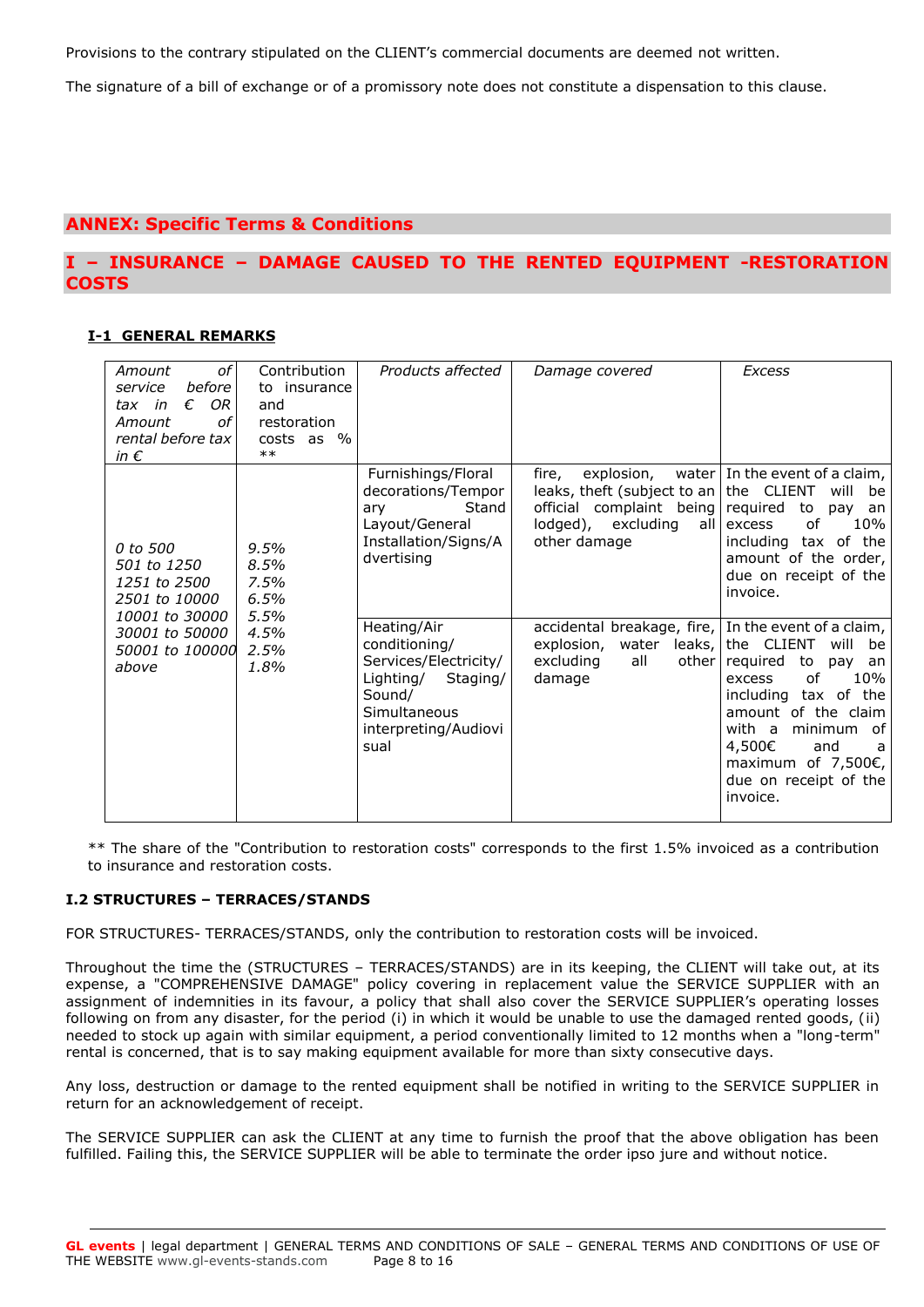Provisions to the contrary stipulated on the CLIENT's commercial documents are deemed not written.

The signature of a bill of exchange or of a promissory note does not constitute a dispensation to this clause.

## ANNEX: Specific Terms & Conditions

## I – INSURANCE – DAMAGE CAUSED TO THE RENTED EQUIPMENT -RESTORATION COSTS

### I-1 GENERAL REMARKS

| *Amount of service before tax in € OR Amount of rental before tax in €* | Contribution to insurance and restoration costs as % ** | *Products affected* | *Damage covered* | *Excess* |
|---|---|---|---|---|
| *0 to 500*<br>*501 to 1250*<br>*1251 to 2500*<br>*2501 to 10000*<br>*10001 to 30000*<br>*30001 to 50000*<br>*50001 to 100000*<br>*above* | *9.5%*<br>*8.5%*<br>*7.5%*<br>*6.5%*<br>*5.5%*<br>*4.5%*<br>*2.5%*<br>*1.8%* | Furnishings/Floral decorations/Temporary Stand Layout/General Installation/Signs/Advertising | fire, explosion, water leaks, theft (subject to an official complaint being lodged), excluding all other damage | In the event of a claim, the CLIENT will be required to pay an excess of 10% including tax of the amount of the order, due on receipt of the invoice. |
| | | Heating/Air conditioning/ Services/Electricity/ Lighting/ Staging/ Sound/ Simultaneous interpreting/Audiovisual | accidental breakage, fire, explosion, water leaks, excluding all other damage | In the event of a claim, the CLIENT will be required to pay an excess of 10% including tax of the amount of the claim with a minimum of 4,500€ and a maximum of 7,500€, due on receipt of the invoice. |

** The share of the "Contribution to restoration costs" corresponds to the first 1.5% invoiced as a contribution to insurance and restoration costs.

### I.2 STRUCTURES – TERRACES/STANDS

FOR STRUCTURES- TERRACES/STANDS, only the contribution to restoration costs will be invoiced.

Throughout the time the (STRUCTURES – TERRACES/STANDS) are in its keeping, the CLIENT will take out, at its expense, a "COMPREHENSIVE DAMAGE" policy covering in replacement value the SERVICE SUPPLIER with an assignment of indemnities in its favour, a policy that shall also cover the SERVICE SUPPLIER's operating losses following on from any disaster, for the period (i) in which it would be unable to use the damaged rented goods, (ii) needed to stock up again with similar equipment, a period conventionally limited to 12 months when a "long-term" rental is concerned, that is to say making equipment available for more than sixty consecutive days.

Any loss, destruction or damage to the rented equipment shall be notified in writing to the SERVICE SUPPLIER in return for an acknowledgement of receipt.

The SERVICE SUPPLIER can ask the CLIENT at any time to furnish the proof that the above obligation has been fulfilled. Failing this, the SERVICE SUPPLIER will be able to terminate the order ipso jure and without notice.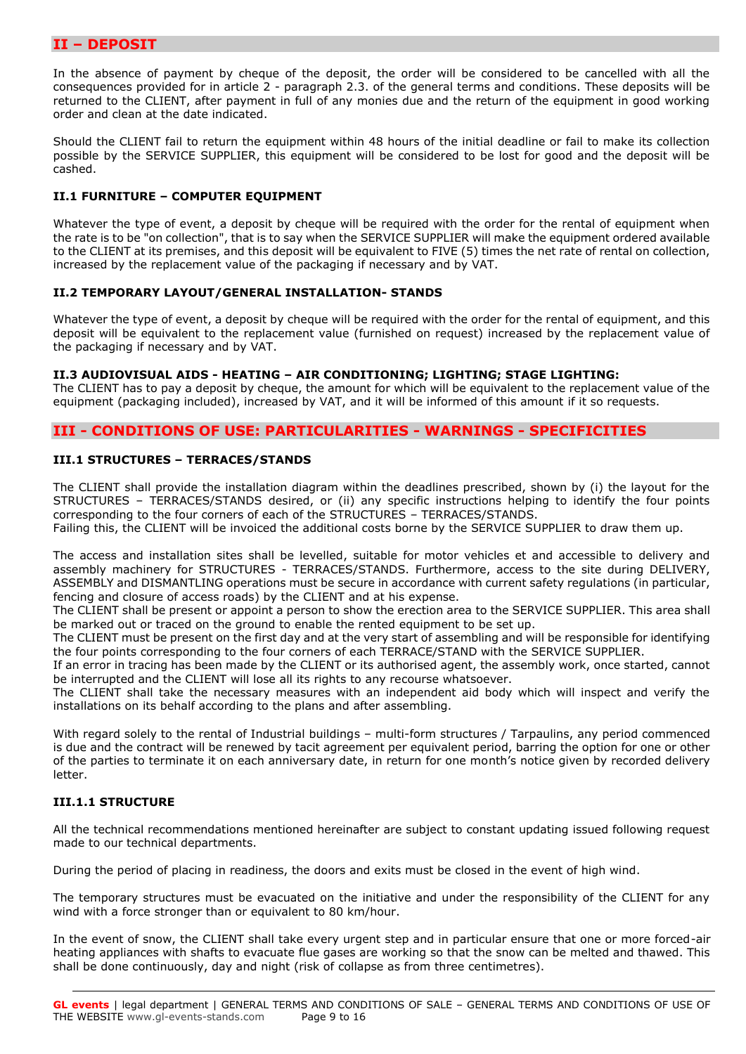## II – DEPOSIT

In the absence of payment by cheque of the deposit, the order will be considered to be cancelled with all the consequences provided for in article 2 - paragraph 2.3. of the general terms and conditions. These deposits will be returned to the CLIENT, after payment in full of any monies due and the return of the equipment in good working order and clean at the date indicated.

Should the CLIENT fail to return the equipment within 48 hours of the initial deadline or fail to make its collection possible by the SERVICE SUPPLIER, this equipment will be considered to be lost for good and the deposit will be cashed.

### II.1 FURNITURE – COMPUTER EQUIPMENT

Whatever the type of event, a deposit by cheque will be required with the order for the rental of equipment when the rate is to be "on collection", that is to say when the SERVICE SUPPLIER will make the equipment ordered available to the CLIENT at its premises, and this deposit will be equivalent to FIVE (5) times the net rate of rental on collection, increased by the replacement value of the packaging if necessary and by VAT.

### II.2 TEMPORARY LAYOUT/GENERAL INSTALLATION- STANDS

Whatever the type of event, a deposit by cheque will be required with the order for the rental of equipment, and this deposit will be equivalent to the replacement value (furnished on request) increased by the replacement value of the packaging if necessary and by VAT.

### II.3 AUDIOVISUAL AIDS - HEATING – AIR CONDITIONING; LIGHTING; STAGE LIGHTING:

The CLIENT has to pay a deposit by cheque, the amount for which will be equivalent to the replacement value of the equipment (packaging included), increased by VAT, and it will be informed of this amount if it so requests.

## III - CONDITIONS OF USE: PARTICULARITIES - WARNINGS - SPECIFICITIES

### III.1 STRUCTURES – TERRACES/STANDS

The CLIENT shall provide the installation diagram within the deadlines prescribed, shown by (i) the layout for the STRUCTURES – TERRACES/STANDS desired, or (ii) any specific instructions helping to identify the four points corresponding to the four corners of each of the STRUCTURES – TERRACES/STANDS.
Failing this, the CLIENT will be invoiced the additional costs borne by the SERVICE SUPPLIER to draw them up.

The access and installation sites shall be levelled, suitable for motor vehicles et and accessible to delivery and assembly machinery for STRUCTURES - TERRACES/STANDS. Furthermore, access to the site during DELIVERY, ASSEMBLY and DISMANTLING operations must be secure in accordance with current safety regulations (in particular, fencing and closure of access roads) by the CLIENT and at his expense.
The CLIENT shall be present or appoint a person to show the erection area to the SERVICE SUPPLIER. This area shall be marked out or traced on the ground to enable the rented equipment to be set up.
The CLIENT must be present on the first day and at the very start of assembling and will be responsible for identifying the four points corresponding to the four corners of each TERRACE/STAND with the SERVICE SUPPLIER.
If an error in tracing has been made by the CLIENT or its authorised agent, the assembly work, once started, cannot be interrupted and the CLIENT will lose all its rights to any recourse whatsoever.
The CLIENT shall take the necessary measures with an independent aid body which will inspect and verify the installations on its behalf according to the plans and after assembling.

With regard solely to the rental of Industrial buildings – multi-form structures / Tarpaulins, any period commenced is due and the contract will be renewed by tacit agreement per equivalent period, barring the option for one or other of the parties to terminate it on each anniversary date, in return for one month's notice given by recorded delivery letter.

#### III.1.1 STRUCTURE

All the technical recommendations mentioned hereinafter are subject to constant updating issued following request made to our technical departments.

During the period of placing in readiness, the doors and exits must be closed in the event of high wind.

The temporary structures must be evacuated on the initiative and under the responsibility of the CLIENT for any wind with a force stronger than or equivalent to 80 km/hour.

In the event of snow, the CLIENT shall take every urgent step and in particular ensure that one or more forced-air heating appliances with shafts to evacuate flue gases are working so that the snow can be melted and thawed. This shall be done continuously, day and night (risk of collapse as from three centimetres).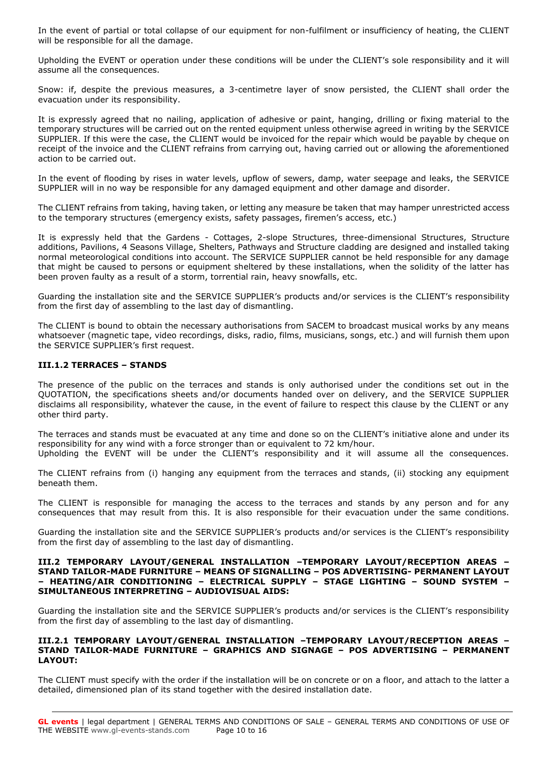In the event of partial or total collapse of our equipment for non-fulfilment or insufficiency of heating, the CLIENT will be responsible for all the damage.

Upholding the EVENT or operation under these conditions will be under the CLIENT's sole responsibility and it will assume all the consequences.

Snow: if, despite the previous measures, a 3-centimetre layer of snow persisted, the CLIENT shall order the evacuation under its responsibility.

It is expressly agreed that no nailing, application of adhesive or paint, hanging, drilling or fixing material to the temporary structures will be carried out on the rented equipment unless otherwise agreed in writing by the SERVICE SUPPLIER. If this were the case, the CLIENT would be invoiced for the repair which would be payable by cheque on receipt of the invoice and the CLIENT refrains from carrying out, having carried out or allowing the aforementioned action to be carried out.

In the event of flooding by rises in water levels, upflow of sewers, damp, water seepage and leaks, the SERVICE SUPPLIER will in no way be responsible for any damaged equipment and other damage and disorder.

The CLIENT refrains from taking, having taken, or letting any measure be taken that may hamper unrestricted access to the temporary structures (emergency exists, safety passages, firemen's access, etc.)

It is expressly held that the Gardens - Cottages, 2-slope Structures, three-dimensional Structures, Structure additions, Pavilions, 4 Seasons Village, Shelters, Pathways and Structure cladding are designed and installed taking normal meteorological conditions into account. The SERVICE SUPPLIER cannot be held responsible for any damage that might be caused to persons or equipment sheltered by these installations, when the solidity of the latter has been proven faulty as a result of a storm, torrential rain, heavy snowfalls, etc.

Guarding the installation site and the SERVICE SUPPLIER's products and/or services is the CLIENT's responsibility from the first day of assembling to the last day of dismantling.

The CLIENT is bound to obtain the necessary authorisations from SACEM to broadcast musical works by any means whatsoever (magnetic tape, video recordings, disks, radio, films, musicians, songs, etc.) and will furnish them upon the SERVICE SUPPLIER's first request.

#### III.1.2 TERRACES – STANDS

The presence of the public on the terraces and stands is only authorised under the conditions set out in the QUOTATION, the specifications sheets and/or documents handed over on delivery, and the SERVICE SUPPLIER disclaims all responsibility, whatever the cause, in the event of failure to respect this clause by the CLIENT or any other third party.

The terraces and stands must be evacuated at any time and done so on the CLIENT's initiative alone and under its responsibility for any wind with a force stronger than or equivalent to 72 km/hour.
Upholding the EVENT will be under the CLIENT's responsibility and it will assume all the consequences.

The CLIENT refrains from (i) hanging any equipment from the terraces and stands, (ii) stocking any equipment beneath them.

The CLIENT is responsible for managing the access to the terraces and stands by any person and for any consequences that may result from this. It is also responsible for their evacuation under the same conditions.

Guarding the installation site and the SERVICE SUPPLIER's products and/or services is the CLIENT's responsibility from the first day of assembling to the last day of dismantling.

### III.2 TEMPORARY LAYOUT/GENERAL INSTALLATION –TEMPORARY LAYOUT/RECEPTION AREAS – STAND TAILOR-MADE FURNITURE – MEANS OF SIGNALLING – POS ADVERTISING- PERMANENT LAYOUT – HEATING/AIR CONDITIONING – ELECTRICAL SUPPLY – STAGE LIGHTING – SOUND SYSTEM – SIMULTANEOUS INTERPRETING – AUDIOVISUAL AIDS:

Guarding the installation site and the SERVICE SUPPLIER's products and/or services is the CLIENT's responsibility from the first day of assembling to the last day of dismantling.

#### III.2.1 TEMPORARY LAYOUT/GENERAL INSTALLATION –TEMPORARY LAYOUT/RECEPTION AREAS – STAND TAILOR-MADE FURNITURE – GRAPHICS AND SIGNAGE – POS ADVERTISING – PERMANENT LAYOUT:

The CLIENT must specify with the order if the installation will be on concrete or on a floor, and attach to the latter a detailed, dimensioned plan of its stand together with the desired installation date.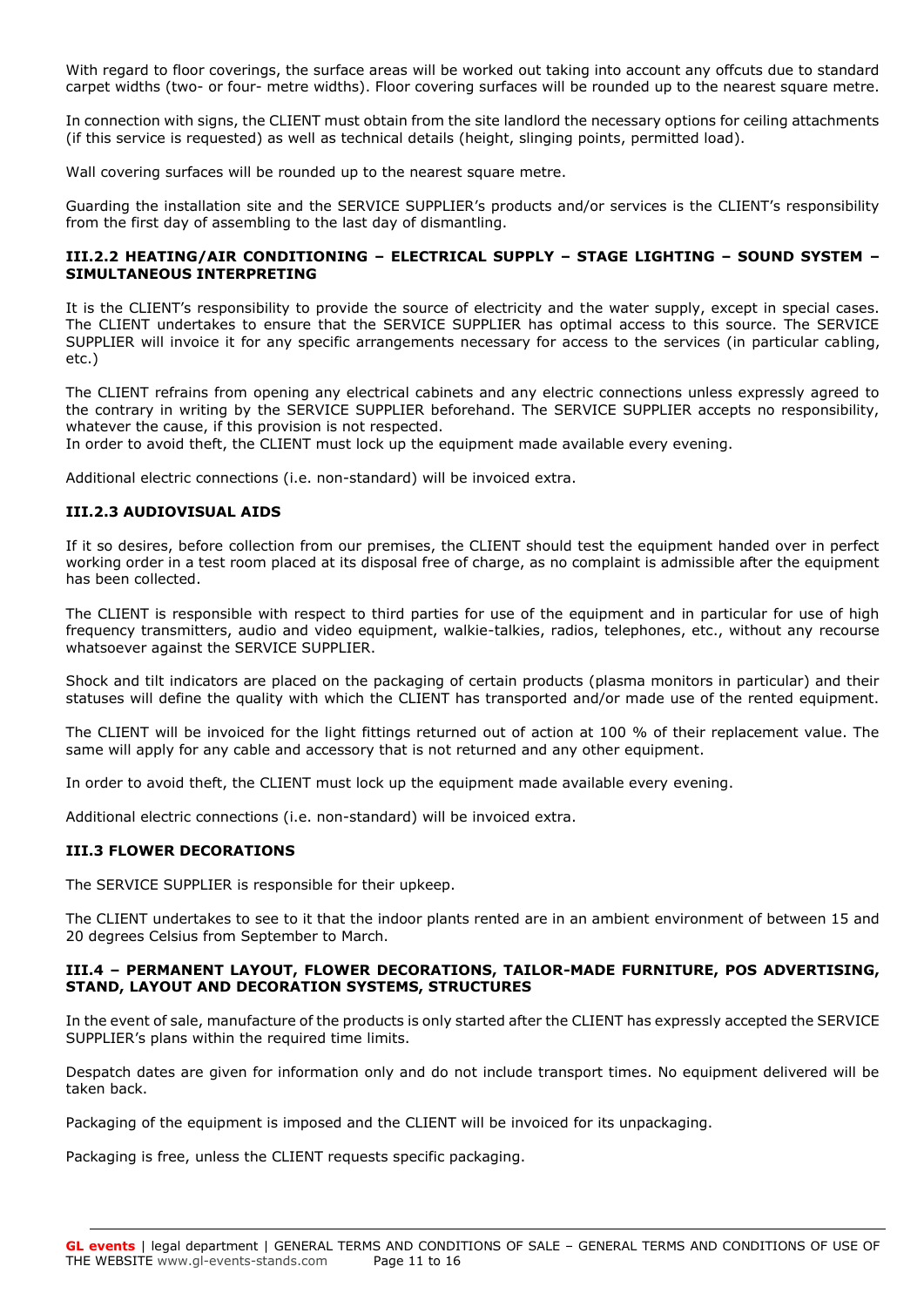With regard to floor coverings, the surface areas will be worked out taking into account any offcuts due to standard carpet widths (two- or four- metre widths). Floor covering surfaces will be rounded up to the nearest square metre.

In connection with signs, the CLIENT must obtain from the site landlord the necessary options for ceiling attachments (if this service is requested) as well as technical details (height, slinging points, permitted load).

Wall covering surfaces will be rounded up to the nearest square metre.

Guarding the installation site and the SERVICE SUPPLIER's products and/or services is the CLIENT's responsibility from the first day of assembling to the last day of dismantling.

#### III.2.2 HEATING/AIR CONDITIONING – ELECTRICAL SUPPLY – STAGE LIGHTING – SOUND SYSTEM – SIMULTANEOUS INTERPRETING

It is the CLIENT's responsibility to provide the source of electricity and the water supply, except in special cases. The CLIENT undertakes to ensure that the SERVICE SUPPLIER has optimal access to this source. The SERVICE SUPPLIER will invoice it for any specific arrangements necessary for access to the services (in particular cabling, etc.)

The CLIENT refrains from opening any electrical cabinets and any electric connections unless expressly agreed to the contrary in writing by the SERVICE SUPPLIER beforehand. The SERVICE SUPPLIER accepts no responsibility, whatever the cause, if this provision is not respected.
In order to avoid theft, the CLIENT must lock up the equipment made available every evening.

Additional electric connections (i.e. non-standard) will be invoiced extra.

#### III.2.3 AUDIOVISUAL AIDS

If it so desires, before collection from our premises, the CLIENT should test the equipment handed over in perfect working order in a test room placed at its disposal free of charge, as no complaint is admissible after the equipment has been collected.

The CLIENT is responsible with respect to third parties for use of the equipment and in particular for use of high frequency transmitters, audio and video equipment, walkie-talkies, radios, telephones, etc., without any recourse whatsoever against the SERVICE SUPPLIER.

Shock and tilt indicators are placed on the packaging of certain products (plasma monitors in particular) and their statuses will define the quality with which the CLIENT has transported and/or made use of the rented equipment.

The CLIENT will be invoiced for the light fittings returned out of action at 100 % of their replacement value. The same will apply for any cable and accessory that is not returned and any other equipment.

In order to avoid theft, the CLIENT must lock up the equipment made available every evening.

Additional electric connections (i.e. non-standard) will be invoiced extra.

### III.3 FLOWER DECORATIONS

The SERVICE SUPPLIER is responsible for their upkeep.

The CLIENT undertakes to see to it that the indoor plants rented are in an ambient environment of between 15 and 20 degrees Celsius from September to March.

### III.4 – PERMANENT LAYOUT, FLOWER DECORATIONS, TAILOR-MADE FURNITURE, POS ADVERTISING, STAND, LAYOUT AND DECORATION SYSTEMS, STRUCTURES

In the event of sale, manufacture of the products is only started after the CLIENT has expressly accepted the SERVICE SUPPLIER's plans within the required time limits.

Despatch dates are given for information only and do not include transport times. No equipment delivered will be taken back.

Packaging of the equipment is imposed and the CLIENT will be invoiced for its unpackaging.

Packaging is free, unless the CLIENT requests specific packaging.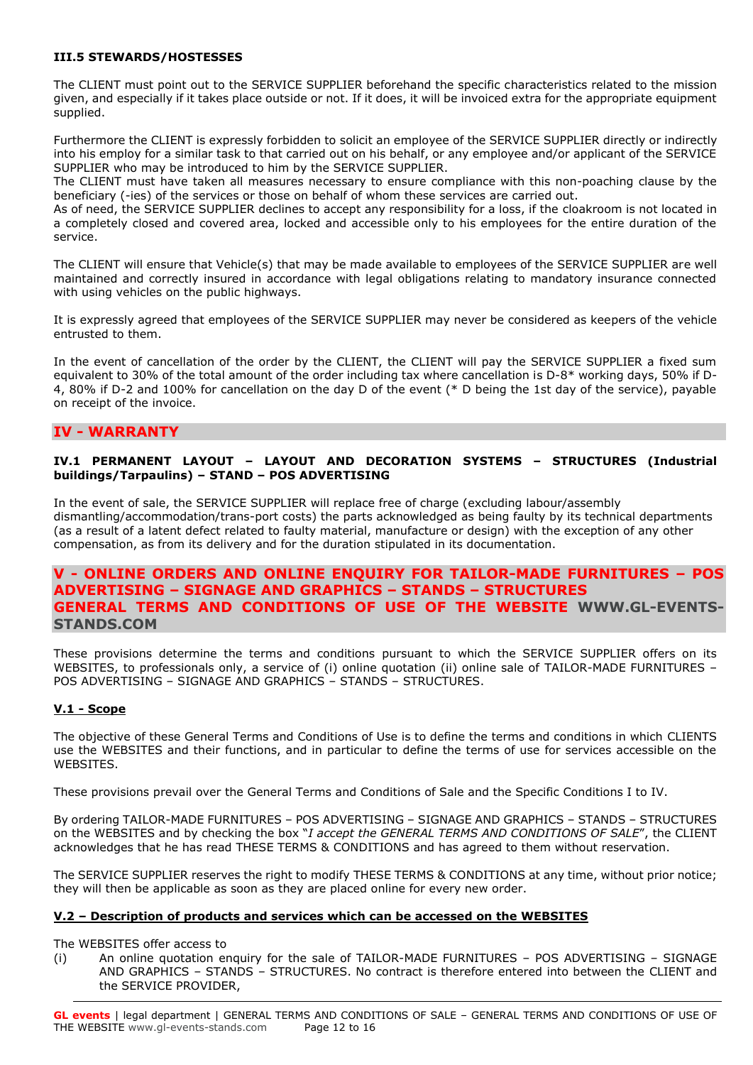### III.5 STEWARDS/HOSTESSES

The CLIENT must point out to the SERVICE SUPPLIER beforehand the specific characteristics related to the mission given, and especially if it takes place outside or not. If it does, it will be invoiced extra for the appropriate equipment supplied.

Furthermore the CLIENT is expressly forbidden to solicit an employee of the SERVICE SUPPLIER directly or indirectly into his employ for a similar task to that carried out on his behalf, or any employee and/or applicant of the SERVICE SUPPLIER who may be introduced to him by the SERVICE SUPPLIER.
The CLIENT must have taken all measures necessary to ensure compliance with this non-poaching clause by the beneficiary (-ies) of the services or those on behalf of whom these services are carried out.
As of need, the SERVICE SUPPLIER declines to accept any responsibility for a loss, if the cloakroom is not located in a completely closed and covered area, locked and accessible only to his employees for the entire duration of the service.

The CLIENT will ensure that Vehicle(s) that may be made available to employees of the SERVICE SUPPLIER are well maintained and correctly insured in accordance with legal obligations relating to mandatory insurance connected with using vehicles on the public highways.

It is expressly agreed that employees of the SERVICE SUPPLIER may never be considered as keepers of the vehicle entrusted to them.

In the event of cancellation of the order by the CLIENT, the CLIENT will pay the SERVICE SUPPLIER a fixed sum equivalent to 30% of the total amount of the order including tax where cancellation is D-8* working days, 50% if D-4, 80% if D-2 and 100% for cancellation on the day D of the event (* D being the 1st day of the service), payable on receipt of the invoice.

## IV - WARRANTY

### IV.1 PERMANENT LAYOUT – LAYOUT AND DECORATION SYSTEMS – STRUCTURES (Industrial buildings/Tarpaulins) – STAND – POS ADVERTISING

In the event of sale, the SERVICE SUPPLIER will replace free of charge (excluding labour/assembly dismantling/accommodation/trans-port costs) the parts acknowledged as being faulty by its technical departments (as a result of a latent defect related to faulty material, manufacture or design) with the exception of any other compensation, as from its delivery and for the duration stipulated in its documentation.

## V - ONLINE ORDERS AND ONLINE ENQUIRY FOR TAILOR-MADE FURNITURES – POS ADVERTISING – SIGNAGE AND GRAPHICS – STANDS – STRUCTURES GENERAL TERMS AND CONDITIONS OF USE OF THE WEBSITE WWW.GL-EVENTS-STANDS.COM

These provisions determine the terms and conditions pursuant to which the SERVICE SUPPLIER offers on its WEBSITES, to professionals only, a service of (i) online quotation (ii) online sale of TAILOR-MADE FURNITURES – POS ADVERTISING – SIGNAGE AND GRAPHICS – STANDS – STRUCTURES.

### V.1 - Scope

The objective of these General Terms and Conditions of Use is to define the terms and conditions in which CLIENTS use the WEBSITES and their functions, and in particular to define the terms of use for services accessible on the WEBSITES.

These provisions prevail over the General Terms and Conditions of Sale and the Specific Conditions I to IV.

By ordering TAILOR-MADE FURNITURES – POS ADVERTISING – SIGNAGE AND GRAPHICS – STANDS – STRUCTURES on the WEBSITES and by checking the box "*I accept the GENERAL TERMS AND CONDITIONS OF SALE*", the CLIENT acknowledges that he has read THESE TERMS & CONDITIONS and has agreed to them without reservation.

The SERVICE SUPPLIER reserves the right to modify THESE TERMS & CONDITIONS at any time, without prior notice; they will then be applicable as soon as they are placed online for every new order.

### V.2 – Description of products and services which can be accessed on the WEBSITES

The WEBSITES offer access to

(i) An online quotation enquiry for the sale of TAILOR-MADE FURNITURES – POS ADVERTISING – SIGNAGE AND GRAPHICS – STANDS – STRUCTURES. No contract is therefore entered into between the CLIENT and the SERVICE PROVIDER,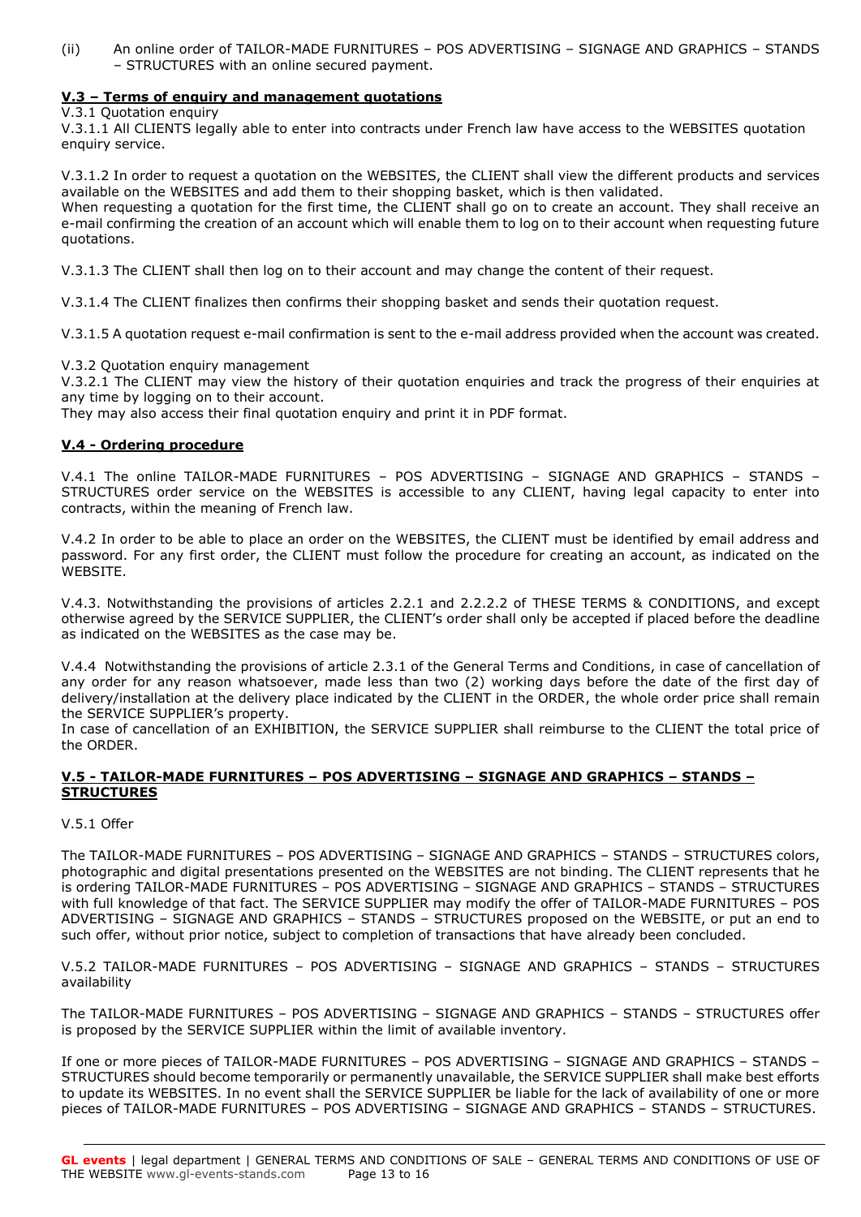(ii) An online order of TAILOR-MADE FURNITURES – POS ADVERTISING – SIGNAGE AND GRAPHICS – STANDS – STRUCTURES with an online secured payment.

**V.3 – Terms of enquiry and management quotations**

V.3.1 Quotation enquiry

V.3.1.1 All CLIENTS legally able to enter into contracts under French law have access to the WEBSITES quotation enquiry service.

V.3.1.2 In order to request a quotation on the WEBSITES, the CLIENT shall view the different products and services available on the WEBSITES and add them to their shopping basket, which is then validated.
When requesting a quotation for the first time, the CLIENT shall go on to create an account. They shall receive an e-mail confirming the creation of an account which will enable them to log on to their account when requesting future quotations.

V.3.1.3 The CLIENT shall then log on to their account and may change the content of their request.

V.3.1.4 The CLIENT finalizes then confirms their shopping basket and sends their quotation request.

V.3.1.5 A quotation request e-mail confirmation is sent to the e-mail address provided when the account was created.

V.3.2 Quotation enquiry management

V.3.2.1 The CLIENT may view the history of their quotation enquiries and track the progress of their enquiries at any time by logging on to their account.
They may also access their final quotation enquiry and print it in PDF format.

**V.4 - Ordering procedure**

V.4.1 The online TAILOR-MADE FURNITURES – POS ADVERTISING – SIGNAGE AND GRAPHICS – STANDS – STRUCTURES order service on the WEBSITES is accessible to any CLIENT, having legal capacity to enter into contracts, within the meaning of French law.

V.4.2 In order to be able to place an order on the WEBSITES, the CLIENT must be identified by email address and password. For any first order, the CLIENT must follow the procedure for creating an account, as indicated on the WEBSITE.

V.4.3. Notwithstanding the provisions of articles 2.2.1 and 2.2.2.2 of THESE TERMS & CONDITIONS, and except otherwise agreed by the SERVICE SUPPLIER, the CLIENT's order shall only be accepted if placed before the deadline as indicated on the WEBSITES as the case may be.

V.4.4 Notwithstanding the provisions of article 2.3.1 of the General Terms and Conditions, in case of cancellation of any order for any reason whatsoever, made less than two (2) working days before the date of the first day of delivery/installation at the delivery place indicated by the CLIENT in the ORDER, the whole order price shall remain the SERVICE SUPPLIER's property.
In case of cancellation of an EXHIBITION, the SERVICE SUPPLIER shall reimburse to the CLIENT the total price of the ORDER.

**V.5 - TAILOR-MADE FURNITURES – POS ADVERTISING – SIGNAGE AND GRAPHICS – STANDS – STRUCTURES**

V.5.1 Offer

The TAILOR-MADE FURNITURES – POS ADVERTISING – SIGNAGE AND GRAPHICS – STANDS – STRUCTURES colors, photographic and digital presentations presented on the WEBSITES are not binding. The CLIENT represents that he is ordering TAILOR-MADE FURNITURES – POS ADVERTISING – SIGNAGE AND GRAPHICS – STANDS – STRUCTURES with full knowledge of that fact. The SERVICE SUPPLIER may modify the offer of TAILOR-MADE FURNITURES – POS ADVERTISING – SIGNAGE AND GRAPHICS – STANDS – STRUCTURES proposed on the WEBSITE, or put an end to such offer, without prior notice, subject to completion of transactions that have already been concluded.

V.5.2 TAILOR-MADE FURNITURES – POS ADVERTISING – SIGNAGE AND GRAPHICS – STANDS – STRUCTURES availability

The TAILOR-MADE FURNITURES – POS ADVERTISING – SIGNAGE AND GRAPHICS – STANDS – STRUCTURES offer is proposed by the SERVICE SUPPLIER within the limit of available inventory.

If one or more pieces of TAILOR-MADE FURNITURES – POS ADVERTISING – SIGNAGE AND GRAPHICS – STANDS – STRUCTURES should become temporarily or permanently unavailable, the SERVICE SUPPLIER shall make best efforts to update its WEBSITES. In no event shall the SERVICE SUPPLIER be liable for the lack of availability of one or more pieces of TAILOR-MADE FURNITURES – POS ADVERTISING – SIGNAGE AND GRAPHICS – STANDS – STRUCTURES.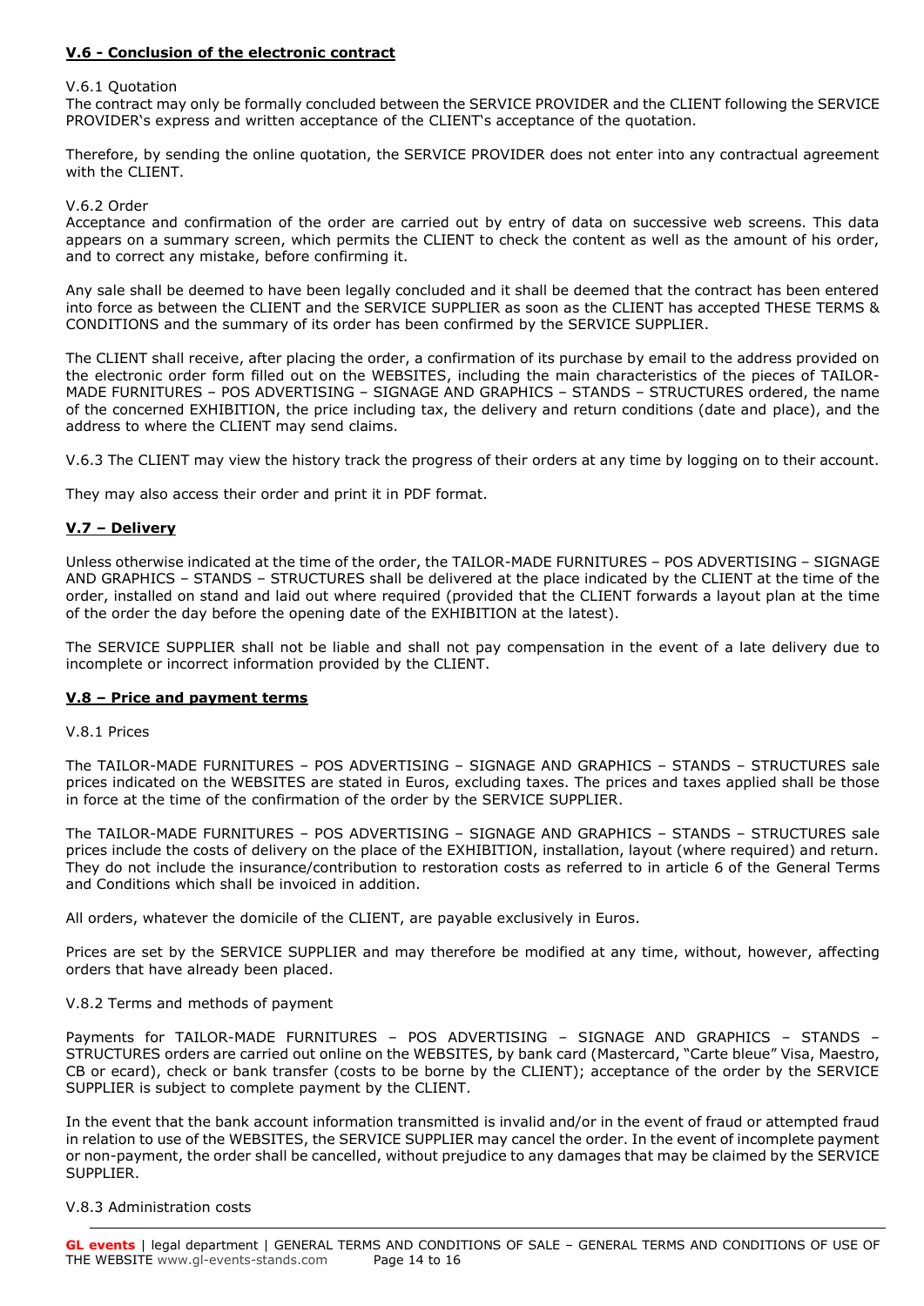**V.6 - Conclusion of the electronic contract**

V.6.1 Quotation
The contract may only be formally concluded between the SERVICE PROVIDER and the CLIENT following the SERVICE PROVIDER's express and written acceptance of the CLIENT's acceptance of the quotation.

Therefore, by sending the online quotation, the SERVICE PROVIDER does not enter into any contractual agreement with the CLIENT.

V.6.2 Order
Acceptance and confirmation of the order are carried out by entry of data on successive web screens. This data appears on a summary screen, which permits the CLIENT to check the content as well as the amount of his order, and to correct any mistake, before confirming it.

Any sale shall be deemed to have been legally concluded and it shall be deemed that the contract has been entered into force as between the CLIENT and the SERVICE SUPPLIER as soon as the CLIENT has accepted THESE TERMS & CONDITIONS and the summary of its order has been confirmed by the SERVICE SUPPLIER.

The CLIENT shall receive, after placing the order, a confirmation of its purchase by email to the address provided on the electronic order form filled out on the WEBSITES, including the main characteristics of the pieces of TAILOR-MADE FURNITURES – POS ADVERTISING – SIGNAGE AND GRAPHICS – STANDS – STRUCTURES ordered, the name of the concerned EXHIBITION, the price including tax, the delivery and return conditions (date and place), and the address to where the CLIENT may send claims.

V.6.3 The CLIENT may view the history track the progress of their orders at any time by logging on to their account.

They may also access their order and print it in PDF format.

**V.7 – Delivery**

Unless otherwise indicated at the time of the order, the TAILOR-MADE FURNITURES – POS ADVERTISING – SIGNAGE AND GRAPHICS – STANDS – STRUCTURES shall be delivered at the place indicated by the CLIENT at the time of the order, installed on stand and laid out where required (provided that the CLIENT forwards a layout plan at the time of the order the day before the opening date of the EXHIBITION at the latest).

The SERVICE SUPPLIER shall not be liable and shall not pay compensation in the event of a late delivery due to incomplete or incorrect information provided by the CLIENT.

**V.8 – Price and payment terms**

V.8.1 Prices

The TAILOR-MADE FURNITURES – POS ADVERTISING – SIGNAGE AND GRAPHICS – STANDS – STRUCTURES sale prices indicated on the WEBSITES are stated in Euros, excluding taxes. The prices and taxes applied shall be those in force at the time of the confirmation of the order by the SERVICE SUPPLIER.

The TAILOR-MADE FURNITURES – POS ADVERTISING – SIGNAGE AND GRAPHICS – STANDS – STRUCTURES sale prices include the costs of delivery on the place of the EXHIBITION, installation, layout (where required) and return. They do not include the insurance/contribution to restoration costs as referred to in article 6 of the General Terms and Conditions which shall be invoiced in addition.

All orders, whatever the domicile of the CLIENT, are payable exclusively in Euros.

Prices are set by the SERVICE SUPPLIER and may therefore be modified at any time, without, however, affecting orders that have already been placed.

V.8.2 Terms and methods of payment

Payments for TAILOR-MADE FURNITURES – POS ADVERTISING – SIGNAGE AND GRAPHICS – STANDS – STRUCTURES orders are carried out online on the WEBSITES, by bank card (Mastercard, "Carte bleue" Visa, Maestro, CB or ecard), check or bank transfer (costs to be borne by the CLIENT); acceptance of the order by the SERVICE SUPPLIER is subject to complete payment by the CLIENT.

In the event that the bank account information transmitted is invalid and/or in the event of fraud or attempted fraud in relation to use of the WEBSITES, the SERVICE SUPPLIER may cancel the order. In the event of incomplete payment or non-payment, the order shall be cancelled, without prejudice to any damages that may be claimed by the SERVICE SUPPLIER.

V.8.3 Administration costs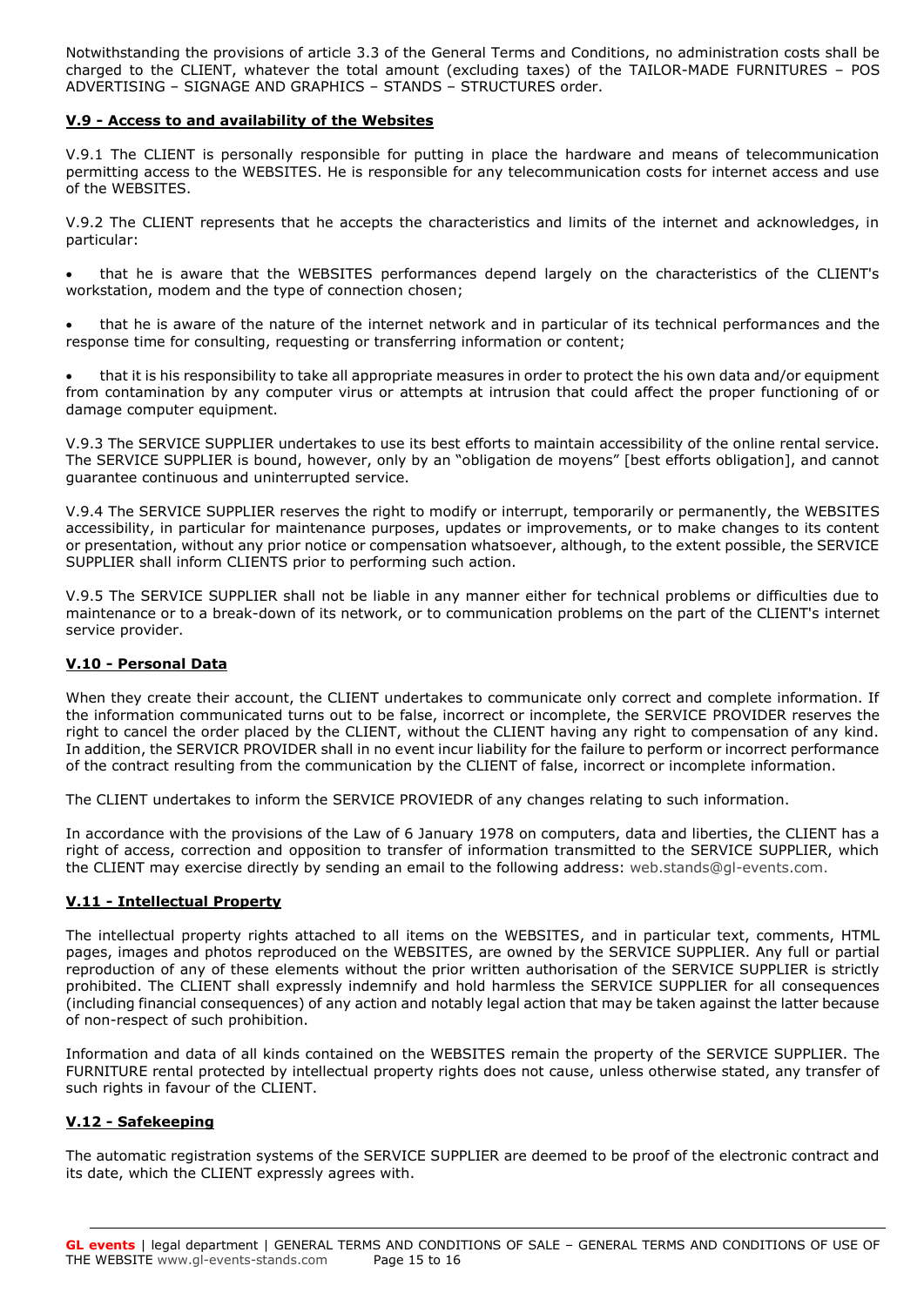Notwithstanding the provisions of article 3.3 of the General Terms and Conditions, no administration costs shall be charged to the CLIENT, whatever the total amount (excluding taxes) of the TAILOR-MADE FURNITURES – POS ADVERTISING – SIGNAGE AND GRAPHICS – STANDS – STRUCTURES order.

### V.9 - Access to and availability of the Websites

V.9.1 The CLIENT is personally responsible for putting in place the hardware and means of telecommunication permitting access to the WEBSITES. He is responsible for any telecommunication costs for internet access and use of the WEBSITES.

V.9.2 The CLIENT represents that he accepts the characteristics and limits of the internet and acknowledges, in particular:

- that he is aware that the WEBSITES performances depend largely on the characteristics of the CLIENT's workstation, modem and the type of connection chosen;
- that he is aware of the nature of the internet network and in particular of its technical performances and the response time for consulting, requesting or transferring information or content;
- that it is his responsibility to take all appropriate measures in order to protect the his own data and/or equipment from contamination by any computer virus or attempts at intrusion that could affect the proper functioning of or damage computer equipment.

V.9.3 The SERVICE SUPPLIER undertakes to use its best efforts to maintain accessibility of the online rental service. The SERVICE SUPPLIER is bound, however, only by an "obligation de moyens" [best efforts obligation], and cannot guarantee continuous and uninterrupted service.

V.9.4 The SERVICE SUPPLIER reserves the right to modify or interrupt, temporarily or permanently, the WEBSITES accessibility, in particular for maintenance purposes, updates or improvements, or to make changes to its content or presentation, without any prior notice or compensation whatsoever, although, to the extent possible, the SERVICE SUPPLIER shall inform CLIENTS prior to performing such action.

V.9.5 The SERVICE SUPPLIER shall not be liable in any manner either for technical problems or difficulties due to maintenance or to a break-down of its network, or to communication problems on the part of the CLIENT's internet service provider.

### V.10 - Personal Data

When they create their account, the CLIENT undertakes to communicate only correct and complete information. If the information communicated turns out to be false, incorrect or incomplete, the SERVICE PROVIDER reserves the right to cancel the order placed by the CLIENT, without the CLIENT having any right to compensation of any kind. In addition, the SERVICR PROVIDER shall in no event incur liability for the failure to perform or incorrect performance of the contract resulting from the communication by the CLIENT of false, incorrect or incomplete information.

The CLIENT undertakes to inform the SERVICE PROVIEDR of any changes relating to such information.

In accordance with the provisions of the Law of 6 January 1978 on computers, data and liberties, the CLIENT has a right of access, correction and opposition to transfer of information transmitted to the SERVICE SUPPLIER, which the CLIENT may exercise directly by sending an email to the following address: web.stands@gl-events.com.

### V.11 - Intellectual Property

The intellectual property rights attached to all items on the WEBSITES, and in particular text, comments, HTML pages, images and photos reproduced on the WEBSITES, are owned by the SERVICE SUPPLIER. Any full or partial reproduction of any of these elements without the prior written authorisation of the SERVICE SUPPLIER is strictly prohibited. The CLIENT shall expressly indemnify and hold harmless the SERVICE SUPPLIER for all consequences (including financial consequences) of any action and notably legal action that may be taken against the latter because of non-respect of such prohibition.

Information and data of all kinds contained on the WEBSITES remain the property of the SERVICE SUPPLIER. The FURNITURE rental protected by intellectual property rights does not cause, unless otherwise stated, any transfer of such rights in favour of the CLIENT.

### V.12 - Safekeeping

The automatic registration systems of the SERVICE SUPPLIER are deemed to be proof of the electronic contract and its date, which the CLIENT expressly agrees with.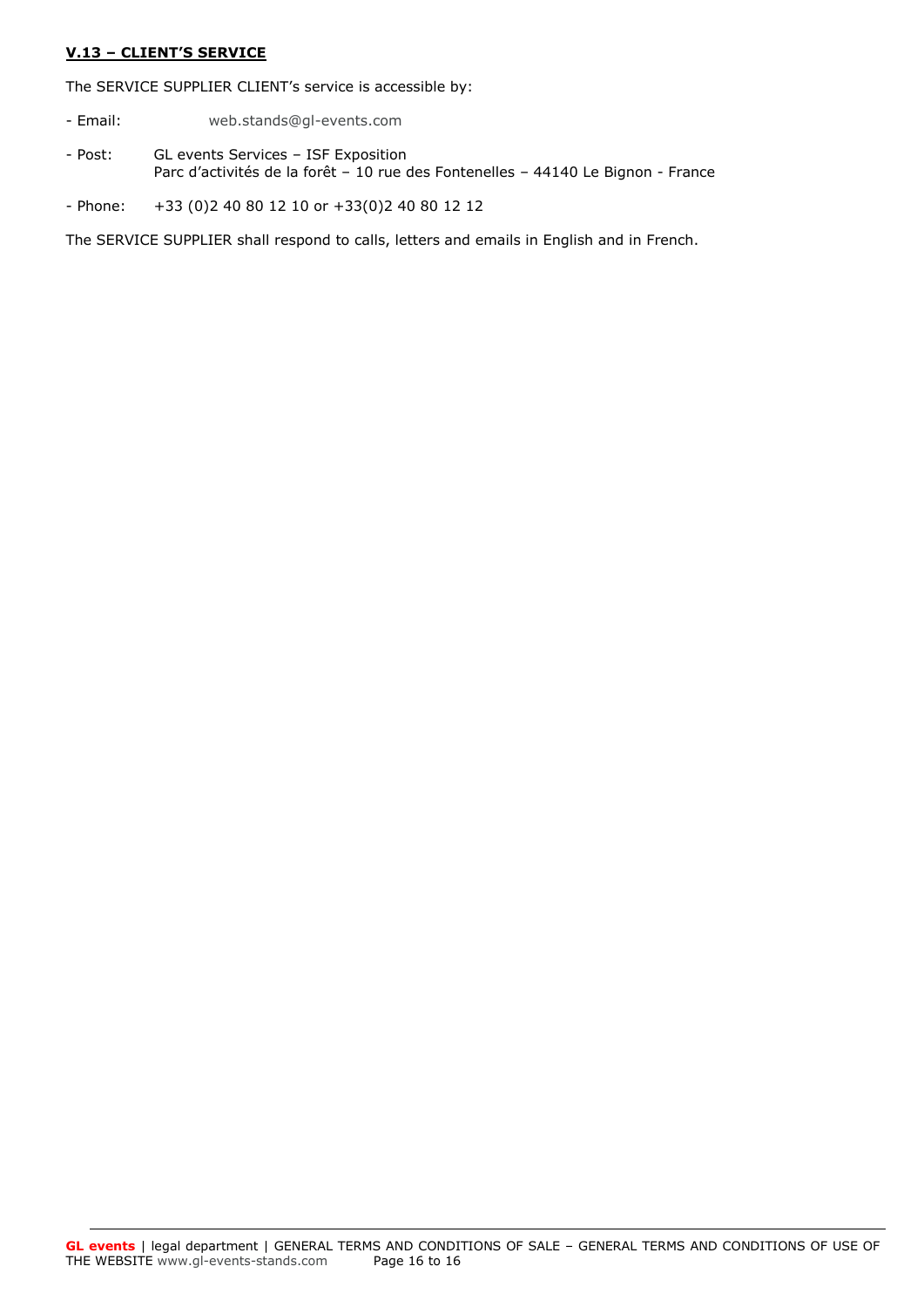**V.13 – CLIENT'S SERVICE**

The SERVICE SUPPLIER CLIENT's service is accessible by:

- Email: web.stands@gl-events.com
- Post: GL events Services – ISF Exposition
  Parc d'activités de la forêt – 10 rue des Fontenelles – 44140 Le Bignon - France
- Phone: +33 (0)2 40 80 12 10 or +33(0)2 40 80 12 12

The SERVICE SUPPLIER shall respond to calls, letters and emails in English and in French.